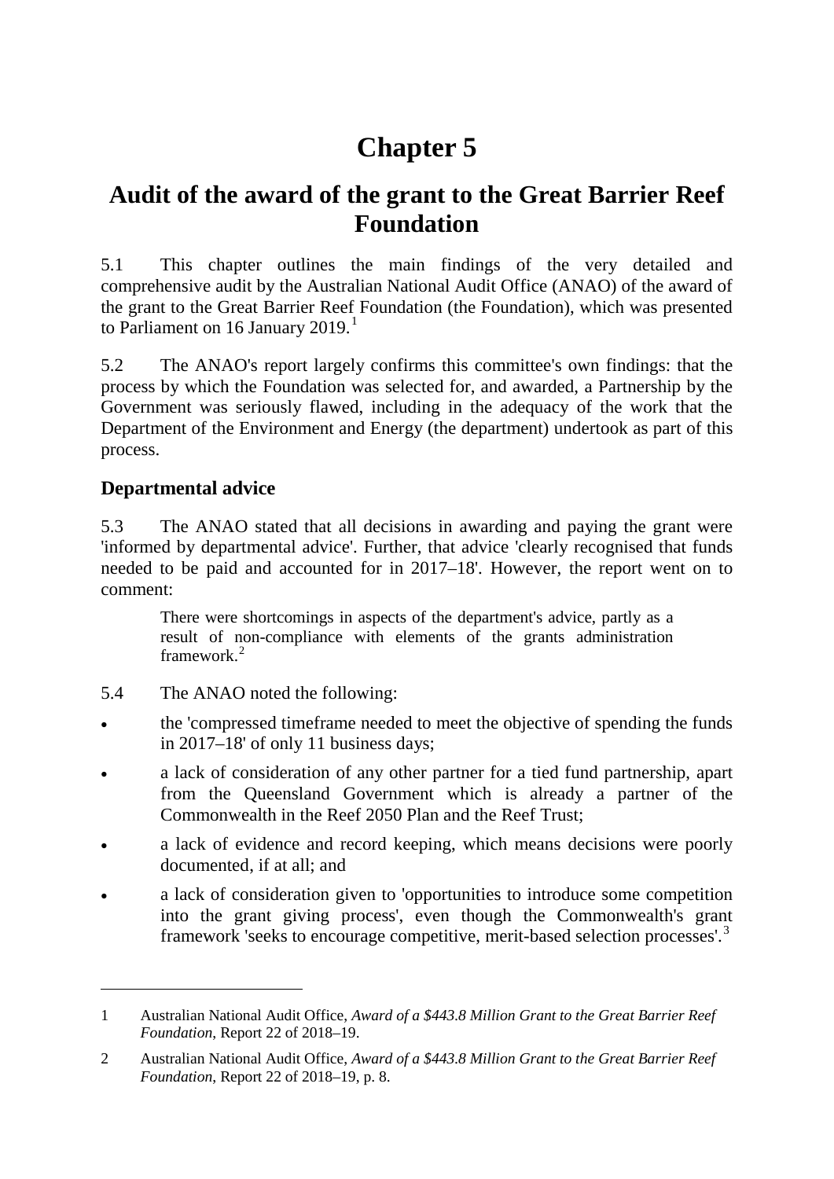# Chapter 5

## Audit of the award of the grant to the Great Barrier Reef Foundation

5.1 This chapter outlines the main findings of the very detailed and comprehensive audit by the Australian National Audit Office (ANAO) of the award of the grant to the Great Barrier Reef Foundation (the Foundation), which was presented to Parliament on 16 January 2019.[1]

5.2 The ANAO's report largely confirms this committee's own findings: that the process by which the Foundation was selected for, and awarded, a Partnership by the Government was seriously flawed, including in the adequacy of the work that the Department of the Environment and Energy (the department) undertook as part of this process.

### Departmental advice

5.3 The ANAO stated that all decisions in awarding and paying the grant were 'informed by departmental advice'. Further, that advice 'clearly recognised that funds needed to be paid and accounted for in 2017–18'. However, the report went on to comment:

> There were shortcomings in aspects of the department's advice, partly as a result of non-compliance with elements of the grants administration framework.[2]

5.4 The ANAO noted the following:

- the 'compressed timeframe needed to meet the objective of spending the funds in 2017–18' of only 11 business days;
- a lack of consideration of any other partner for a tied fund partnership, apart from the Queensland Government which is already a partner of the Commonwealth in the Reef 2050 Plan and the Reef Trust;
- a lack of evidence and record keeping, which means decisions were poorly documented, if at all; and
- a lack of consideration given to 'opportunities to introduce some competition into the grant giving process', even though the Commonwealth's grant framework 'seeks to encourage competitive, merit-based selection processes'.[3]

---

1 Australian National Audit Office, *Award of a $443.8 Million Grant to the Great Barrier Reef Foundation*, Report 22 of 2018–19.

2 Australian National Audit Office, *Award of a $443.8 Million Grant to the Great Barrier Reef Foundation*, Report 22 of 2018–19, p. 8.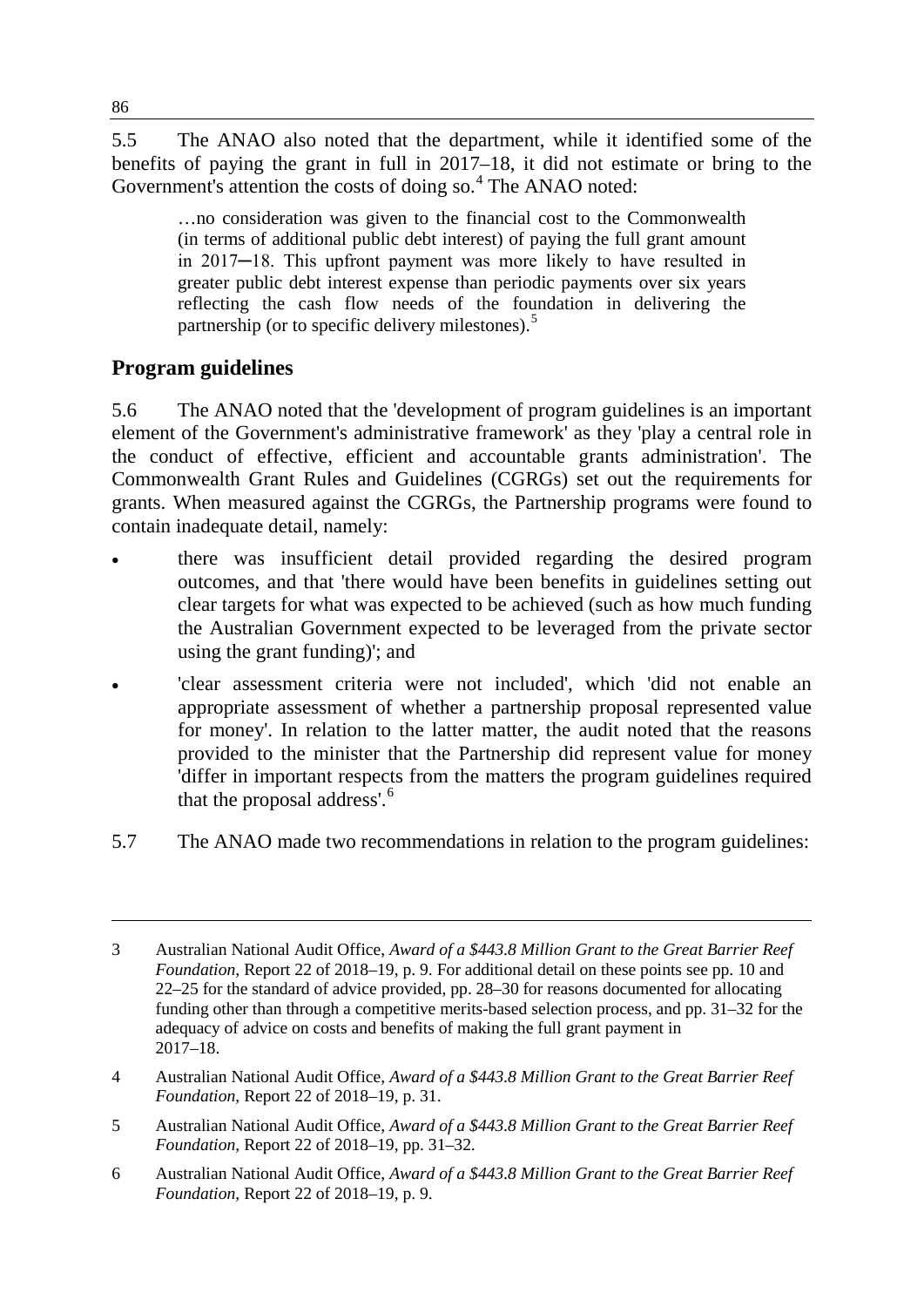5.5 The ANAO also noted that the department, while it identified some of the benefits of paying the grant in full in 2017–18, it did not estimate or bring to the Government's attention the costs of doing so.[4] The ANAO noted:

> …no consideration was given to the financial cost to the Commonwealth (in terms of additional public debt interest) of paying the full grant amount in 2017─18. This upfront payment was more likely to have resulted in greater public debt interest expense than periodic payments over six years reflecting the cash flow needs of the foundation in delivering the partnership (or to specific delivery milestones).[5]

## Program guidelines

5.6 The ANAO noted that the 'development of program guidelines is an important element of the Government's administrative framework' as they 'play a central role in the conduct of effective, efficient and accountable grants administration'. The Commonwealth Grant Rules and Guidelines (CGRGs) set out the requirements for grants. When measured against the CGRGs, the Partnership programs were found to contain inadequate detail, namely:

- there was insufficient detail provided regarding the desired program outcomes, and that 'there would have been benefits in guidelines setting out clear targets for what was expected to be achieved (such as how much funding the Australian Government expected to be leveraged from the private sector using the grant funding)'; and
- 'clear assessment criteria were not included', which 'did not enable an appropriate assessment of whether a partnership proposal represented value for money'. In relation to the latter matter, the audit noted that the reasons provided to the minister that the Partnership did represent value for money 'differ in important respects from the matters the program guidelines required that the proposal address'.[6]

5.7 The ANAO made two recommendations in relation to the program guidelines:

---

3 Australian National Audit Office, *Award of a $443.8 Million Grant to the Great Barrier Reef Foundation*, Report 22 of 2018–19, p. 9. For additional detail on these points see pp. 10 and 22–25 for the standard of advice provided, pp. 28–30 for reasons documented for allocating funding other than through a competitive merits-based selection process, and pp. 31–32 for the adequacy of advice on costs and benefits of making the full grant payment in 2017–18.

4 Australian National Audit Office, *Award of a $443.8 Million Grant to the Great Barrier Reef Foundation*, Report 22 of 2018–19, p. 31.

5 Australian National Audit Office, *Award of a $443.8 Million Grant to the Great Barrier Reef Foundation*, Report 22 of 2018–19, pp. 31–32.

6 Australian National Audit Office, *Award of a $443.8 Million Grant to the Great Barrier Reef Foundation*, Report 22 of 2018–19, p. 9.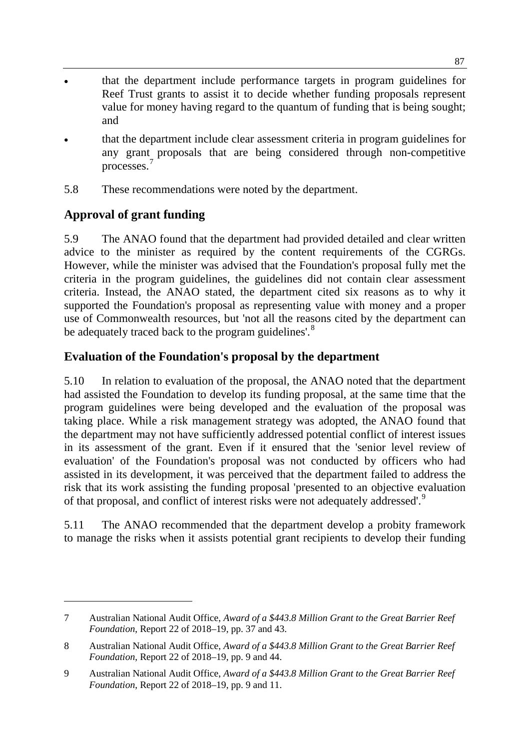- that the department include performance targets in program guidelines for Reef Trust grants to assist it to decide whether funding proposals represent value for money having regard to the quantum of funding that is being sought; and
- that the department include clear assessment criteria in program guidelines for any grant proposals that are being considered through non-competitive processes.[7]

5.8 These recommendations were noted by the department.

## Approval of grant funding

5.9 The ANAO found that the department had provided detailed and clear written advice to the minister as required by the content requirements of the CGRGs. However, while the minister was advised that the Foundation's proposal fully met the criteria in the program guidelines, the guidelines did not contain clear assessment criteria. Instead, the ANAO stated, the department cited six reasons as to why it supported the Foundation's proposal as representing value with money and a proper use of Commonwealth resources, but 'not all the reasons cited by the department can be adequately traced back to the program guidelines'.[8]

## Evaluation of the Foundation's proposal by the department

5.10 In relation to evaluation of the proposal, the ANAO noted that the department had assisted the Foundation to develop its funding proposal, at the same time that the program guidelines were being developed and the evaluation of the proposal was taking place. While a risk management strategy was adopted, the ANAO found that the department may not have sufficiently addressed potential conflict of interest issues in its assessment of the grant. Even if it ensured that the 'senior level review of evaluation' of the Foundation's proposal was not conducted by officers who had assisted in its development, it was perceived that the department failed to address the risk that its work assisting the funding proposal 'presented to an objective evaluation of that proposal, and conflict of interest risks were not adequately addressed'.[9]

5.11 The ANAO recommended that the department develop a probity framework to manage the risks when it assists potential grant recipients to develop their funding

---

7 Australian National Audit Office, *Award of a $443.8 Million Grant to the Great Barrier Reef Foundation*, Report 22 of 2018–19, pp. 37 and 43.

8 Australian National Audit Office, *Award of a $443.8 Million Grant to the Great Barrier Reef Foundation*, Report 22 of 2018–19, pp. 9 and 44.

9 Australian National Audit Office, *Award of a $443.8 Million Grant to the Great Barrier Reef Foundation*, Report 22 of 2018–19, pp. 9 and 11.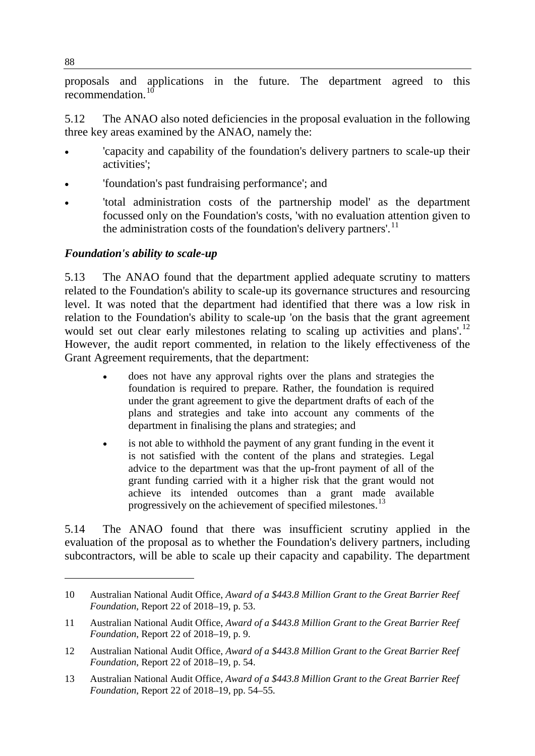proposals and applications in the future. The department agreed to this recommendation.[10]

5.12 The ANAO also noted deficiencies in the proposal evaluation in the following three key areas examined by the ANAO, namely the:

- 'capacity and capability of the foundation's delivery partners to scale-up their activities';
- 'foundation's past fundraising performance'; and
- 'total administration costs of the partnership model' as the department focussed only on the Foundation's costs, 'with no evaluation attention given to the administration costs of the foundation's delivery partners'.[11]

### *Foundation's ability to scale-up*

5.13 The ANAO found that the department applied adequate scrutiny to matters related to the Foundation's ability to scale-up its governance structures and resourcing level. It was noted that the department had identified that there was a low risk in relation to the Foundation's ability to scale-up 'on the basis that the grant agreement would set out clear early milestones relating to scaling up activities and plans'.[12] However, the audit report commented, in relation to the likely effectiveness of the Grant Agreement requirements, that the department:

> - does not have any approval rights over the plans and strategies the foundation is required to prepare. Rather, the foundation is required under the grant agreement to give the department drafts of each of the plans and strategies and take into account any comments of the department in finalising the plans and strategies; and
> - is not able to withhold the payment of any grant funding in the event it is not satisfied with the content of the plans and strategies. Legal advice to the department was that the up-front payment of all of the grant funding carried with it a higher risk that the grant would not achieve its intended outcomes than a grant made available progressively on the achievement of specified milestones.[13]

5.14 The ANAO found that there was insufficient scrutiny applied in the evaluation of the proposal as to whether the Foundation's delivery partners, including subcontractors, will be able to scale up their capacity and capability. The department

---

10 Australian National Audit Office, *Award of a $443.8 Million Grant to the Great Barrier Reef Foundation*, Report 22 of 2018–19, p. 53.

11 Australian National Audit Office, *Award of a $443.8 Million Grant to the Great Barrier Reef Foundation*, Report 22 of 2018–19, p. 9.

12 Australian National Audit Office, *Award of a $443.8 Million Grant to the Great Barrier Reef Foundation*, Report 22 of 2018–19, p. 54.

13 Australian National Audit Office, *Award of a $443.8 Million Grant to the Great Barrier Reef Foundation*, Report 22 of 2018–19, pp. 54–55.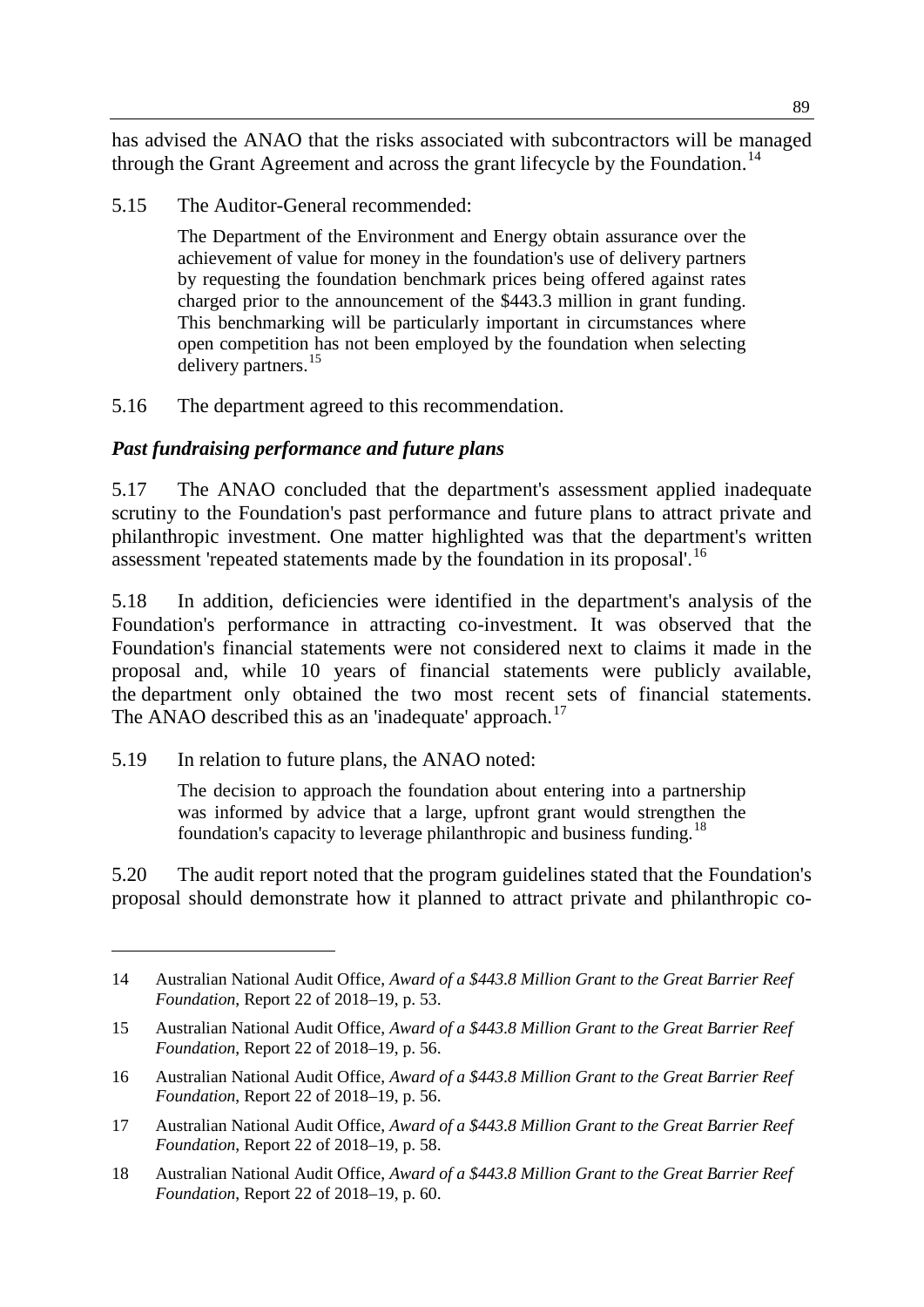has advised the ANAO that the risks associated with subcontractors will be managed through the Grant Agreement and across the grant lifecycle by the Foundation.[14]

5.15 The Auditor-General recommended:

> The Department of the Environment and Energy obtain assurance over the achievement of value for money in the foundation's use of delivery partners by requesting the foundation benchmark prices being offered against rates charged prior to the announcement of the $443.3 million in grant funding. This benchmarking will be particularly important in circumstances where open competition has not been employed by the foundation when selecting delivery partners.[15]

5.16 The department agreed to this recommendation.

### *Past fundraising performance and future plans*

5.17 The ANAO concluded that the department's assessment applied inadequate scrutiny to the Foundation's past performance and future plans to attract private and philanthropic investment. One matter highlighted was that the department's written assessment 'repeated statements made by the foundation in its proposal'.[16]

5.18 In addition, deficiencies were identified in the department's analysis of the Foundation's performance in attracting co-investment. It was observed that the Foundation's financial statements were not considered next to claims it made in the proposal and, while 10 years of financial statements were publicly available, the department only obtained the two most recent sets of financial statements. The ANAO described this as an 'inadequate' approach.[17]

5.19 In relation to future plans, the ANAO noted:

> The decision to approach the foundation about entering into a partnership was informed by advice that a large, upfront grant would strengthen the foundation's capacity to leverage philanthropic and business funding.[18]

5.20 The audit report noted that the program guidelines stated that the Foundation's proposal should demonstrate how it planned to attract private and philanthropic co-

---

14 Australian National Audit Office, *Award of a $443.8 Million Grant to the Great Barrier Reef Foundation*, Report 22 of 2018–19, p. 53.

15 Australian National Audit Office, *Award of a $443.8 Million Grant to the Great Barrier Reef Foundation*, Report 22 of 2018–19, p. 56.

16 Australian National Audit Office, *Award of a $443.8 Million Grant to the Great Barrier Reef Foundation*, Report 22 of 2018–19, p. 56.

17 Australian National Audit Office, *Award of a $443.8 Million Grant to the Great Barrier Reef Foundation*, Report 22 of 2018–19, p. 58.

18 Australian National Audit Office, *Award of a $443.8 Million Grant to the Great Barrier Reef Foundation*, Report 22 of 2018–19, p. 60.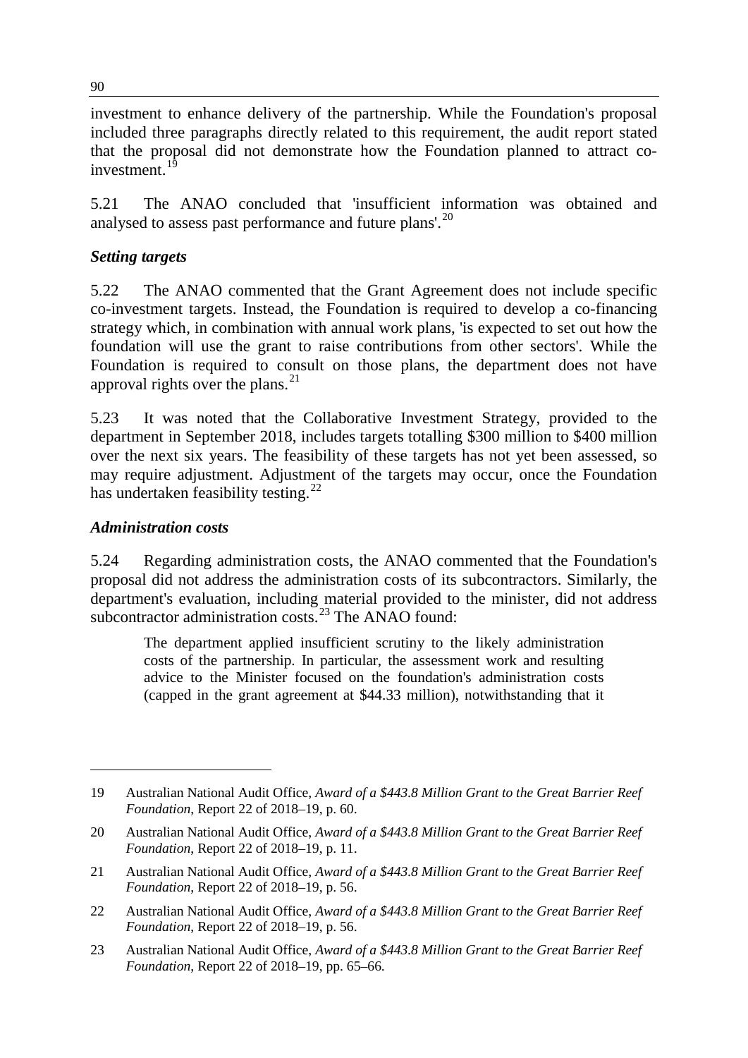investment to enhance delivery of the partnership. While the Foundation's proposal included three paragraphs directly related to this requirement, the audit report stated that the proposal did not demonstrate how the Foundation planned to attract co-investment.[19]

5.21 The ANAO concluded that 'insufficient information was obtained and analysed to assess past performance and future plans'.[20]

### *Setting targets*

5.22 The ANAO commented that the Grant Agreement does not include specific co-investment targets. Instead, the Foundation is required to develop a co-financing strategy which, in combination with annual work plans, 'is expected to set out how the foundation will use the grant to raise contributions from other sectors'. While the Foundation is required to consult on those plans, the department does not have approval rights over the plans.[21]

5.23 It was noted that the Collaborative Investment Strategy, provided to the department in September 2018, includes targets totalling \$300 million to \$400 million over the next six years. The feasibility of these targets has not yet been assessed, so may require adjustment. Adjustment of the targets may occur, once the Foundation has undertaken feasibility testing.[22]

### *Administration costs*

5.24 Regarding administration costs, the ANAO commented that the Foundation's proposal did not address the administration costs of its subcontractors. Similarly, the department's evaluation, including material provided to the minister, did not address subcontractor administration costs.[23] The ANAO found:

> The department applied insufficient scrutiny to the likely administration costs of the partnership. In particular, the assessment work and resulting advice to the Minister focused on the foundation's administration costs (capped in the grant agreement at \$44.33 million), notwithstanding that it

---

19 Australian National Audit Office, *Award of a \$443.8 Million Grant to the Great Barrier Reef Foundation*, Report 22 of 2018–19, p. 60.

20 Australian National Audit Office, *Award of a \$443.8 Million Grant to the Great Barrier Reef Foundation*, Report 22 of 2018–19, p. 11.

21 Australian National Audit Office, *Award of a \$443.8 Million Grant to the Great Barrier Reef Foundation*, Report 22 of 2018–19, p. 56.

22 Australian National Audit Office, *Award of a \$443.8 Million Grant to the Great Barrier Reef Foundation*, Report 22 of 2018–19, p. 56.

23 Australian National Audit Office, *Award of a \$443.8 Million Grant to the Great Barrier Reef Foundation*, Report 22 of 2018–19, pp. 65–66.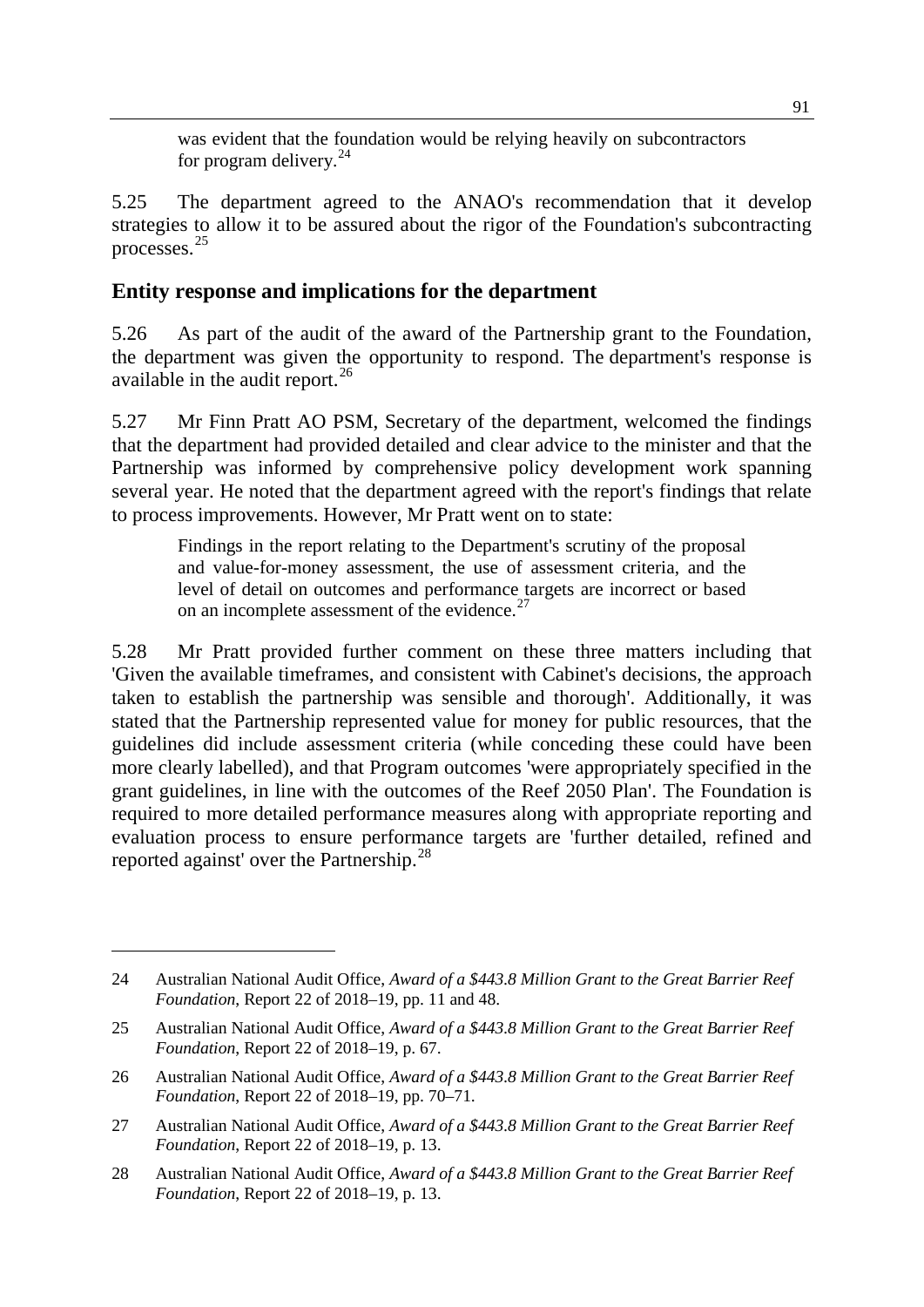> was evident that the foundation would be relying heavily on subcontractors for program delivery.[24]

5.25 The department agreed to the ANAO's recommendation that it develop strategies to allow it to be assured about the rigor of the Foundation's subcontracting processes.[25]

## Entity response and implications for the department

5.26 As part of the audit of the award of the Partnership grant to the Foundation, the department was given the opportunity to respond. The department's response is available in the audit report.[26]

5.27 Mr Finn Pratt AO PSM, Secretary of the department, welcomed the findings that the department had provided detailed and clear advice to the minister and that the Partnership was informed by comprehensive policy development work spanning several year. He noted that the department agreed with the report's findings that relate to process improvements. However, Mr Pratt went on to state:

> Findings in the report relating to the Department's scrutiny of the proposal and value-for-money assessment, the use of assessment criteria, and the level of detail on outcomes and performance targets are incorrect or based on an incomplete assessment of the evidence.[27]

5.28 Mr Pratt provided further comment on these three matters including that 'Given the available timeframes, and consistent with Cabinet's decisions, the approach taken to establish the partnership was sensible and thorough'. Additionally, it was stated that the Partnership represented value for money for public resources, that the guidelines did include assessment criteria (while conceding these could have been more clearly labelled), and that Program outcomes 'were appropriately specified in the grant guidelines, in line with the outcomes of the Reef 2050 Plan'. The Foundation is required to more detailed performance measures along with appropriate reporting and evaluation process to ensure performance targets are 'further detailed, refined and reported against' over the Partnership.[28]

---

24 Australian National Audit Office, *Award of a $443.8 Million Grant to the Great Barrier Reef Foundation*, Report 22 of 2018–19, pp. 11 and 48.

25 Australian National Audit Office, *Award of a $443.8 Million Grant to the Great Barrier Reef Foundation*, Report 22 of 2018–19, p. 67.

26 Australian National Audit Office, *Award of a $443.8 Million Grant to the Great Barrier Reef Foundation*, Report 22 of 2018–19, pp. 70–71.

27 Australian National Audit Office, *Award of a $443.8 Million Grant to the Great Barrier Reef Foundation*, Report 22 of 2018–19, p. 13.

28 Australian National Audit Office, *Award of a $443.8 Million Grant to the Great Barrier Reef Foundation*, Report 22 of 2018–19, p. 13.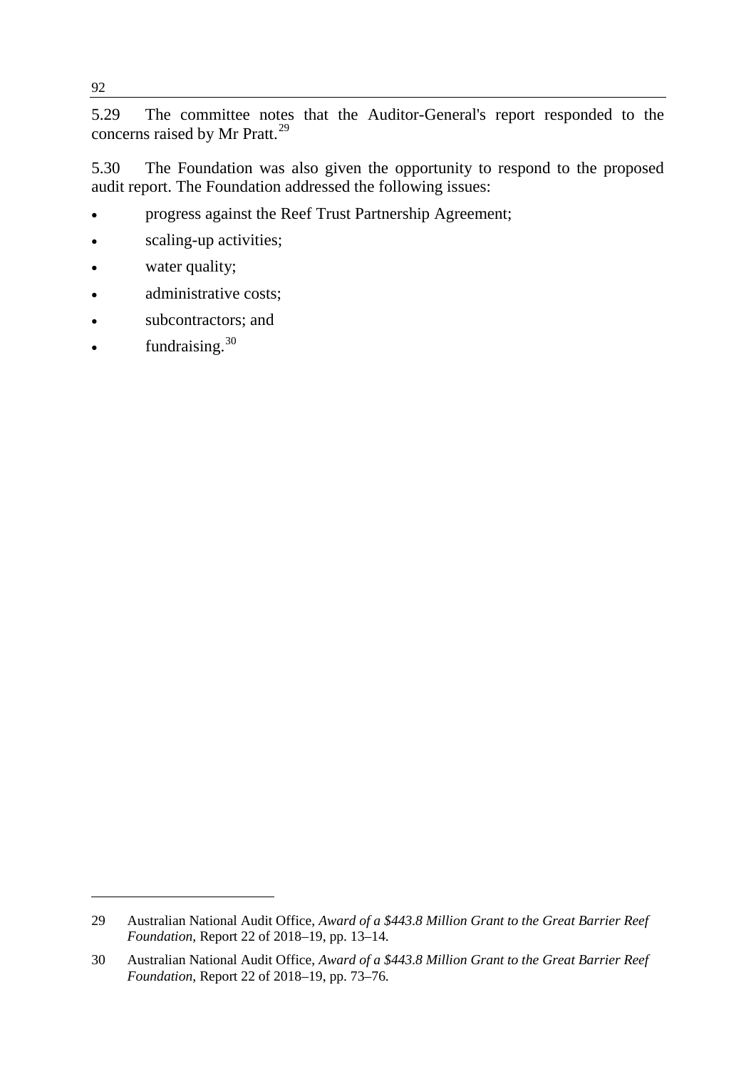5.29 The committee notes that the Auditor-General's report responded to the concerns raised by Mr Pratt.[29]

5.30 The Foundation was also given the opportunity to respond to the proposed audit report. The Foundation addressed the following issues:

- progress against the Reef Trust Partnership Agreement;
- scaling-up activities;
- water quality;
- administrative costs;
- subcontractors; and
- fundraising.[30]

---

29 Australian National Audit Office, *Award of a $443.8 Million Grant to the Great Barrier Reef Foundation*, Report 22 of 2018–19, pp. 13–14.

30 Australian National Audit Office, *Award of a $443.8 Million Grant to the Great Barrier Reef Foundation*, Report 22 of 2018–19, pp. 73–76.